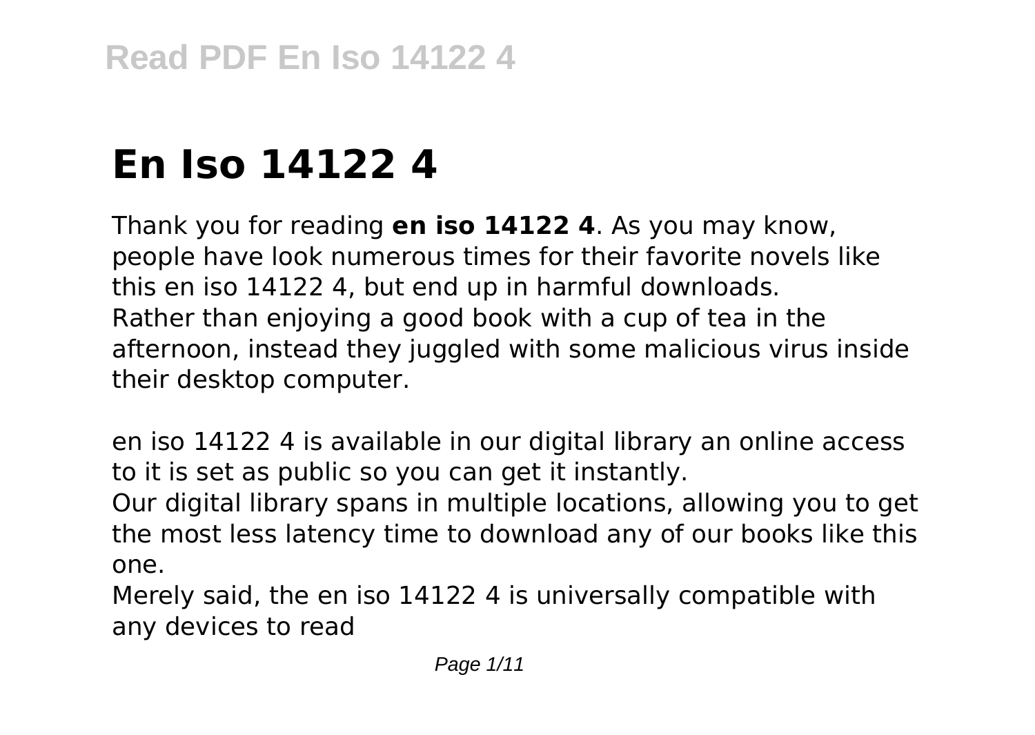# En Iso 14122 4

Thank you for reading **en iso 14122 4**. As you may know, people have look numerous times for their favorite novels like this en iso 14122 4, but end up in harmful downloads. Rather than enjoying a good book with a cup of tea in the afternoon, instead they juggled with some malicious virus inside their desktop computer.

en iso 14122 4 is available in our digital library an online access to it is set as public so you can get it instantly.
Our digital library spans in multiple locations, allowing you to get the most less latency time to download any of our books like this one.
Merely said, the en iso 14122 4 is universally compatible with any devices to read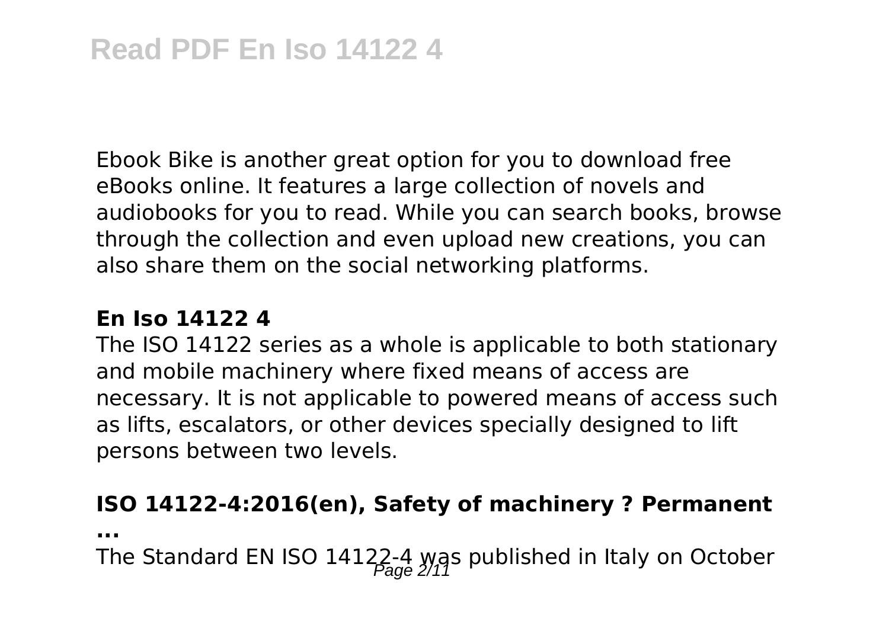Ebook Bike is another great option for you to download free eBooks online. It features a large collection of novels and audiobooks for you to read. While you can search books, browse through the collection and even upload new creations, you can also share them on the social networking platforms.

**En Iso 14122 4**

The ISO 14122 series as a whole is applicable to both stationary and mobile machinery where fixed means of access are necessary. It is not applicable to powered means of access such as lifts, escalators, or other devices specially designed to lift persons between two levels.

**ISO 14122-4:2016(en), Safety of machinery ? Permanent ...**

The Standard EN ISO 14122-4 was published in Italy on October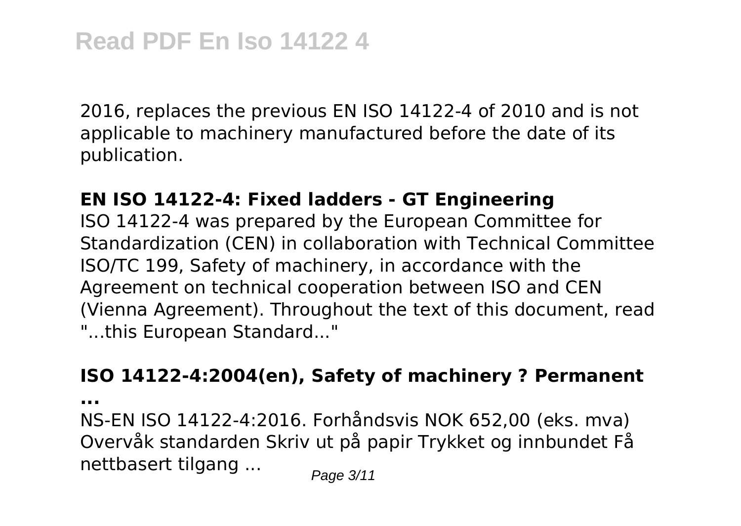2016, replaces the previous EN ISO 14122-4 of 2010 and is not applicable to machinery manufactured before the date of its publication.

**EN ISO 14122-4: Fixed ladders - GT Engineering**

ISO 14122-4 was prepared by the European Committee for Standardization (CEN) in collaboration with Technical Committee ISO/TC 199, Safety of machinery, in accordance with the Agreement on technical cooperation between ISO and CEN (Vienna Agreement). Throughout the text of this document, read "...this European Standard..."

**ISO 14122-4:2004(en), Safety of machinery ? Permanent ...**

NS-EN ISO 14122-4:2016. Forhåndsvis NOK 652,00 (eks. mva) Overvåk standarden Skriv ut på papir Trykket og innbundet Få nettbasert tilgang ...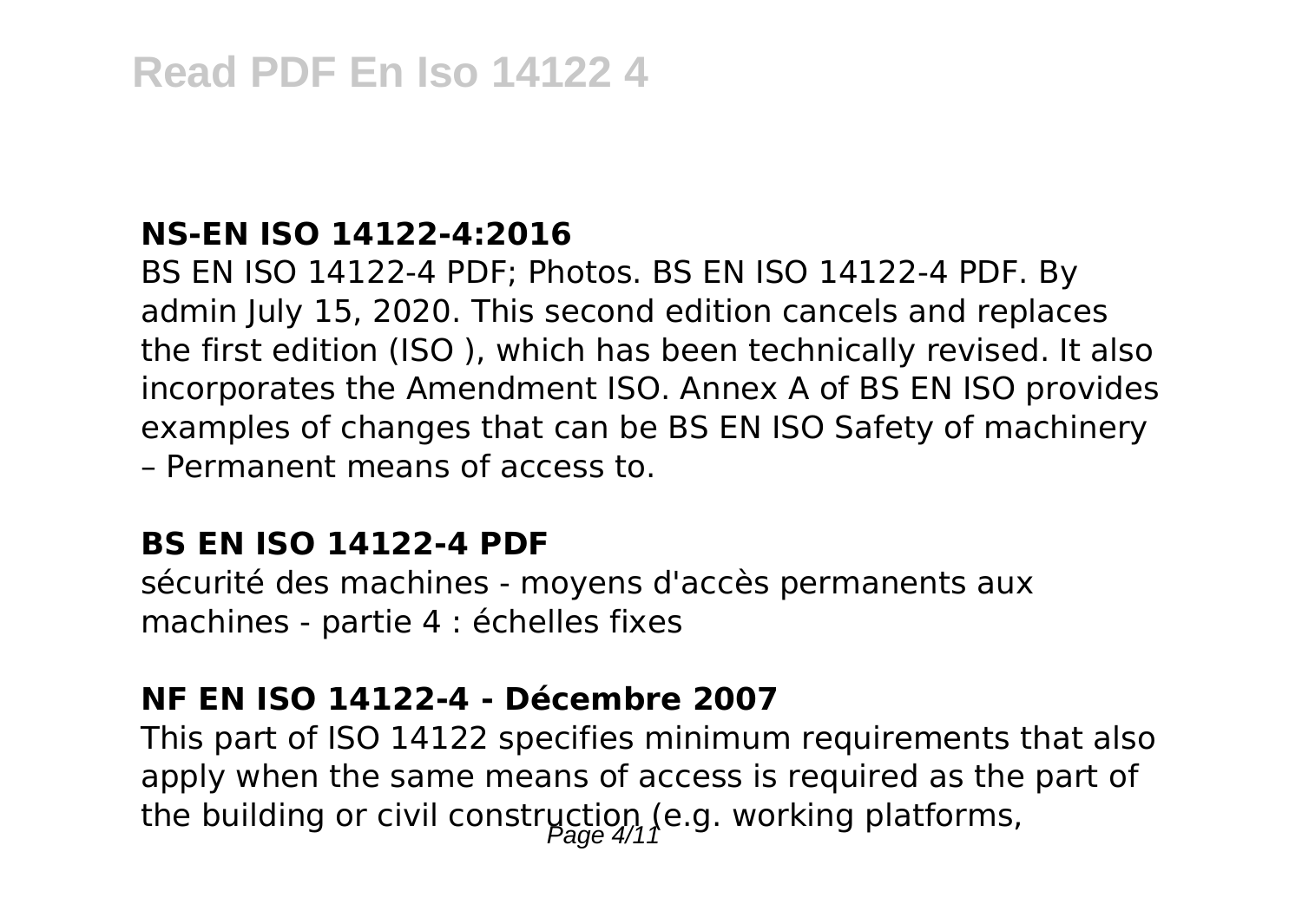### NS-EN ISO 14122-4:2016

BS EN ISO 14122-4 PDF; Photos. BS EN ISO 14122-4 PDF. By admin July 15, 2020. This second edition cancels and replaces the first edition (ISO ), which has been technically revised. It also incorporates the Amendment ISO. Annex A of BS EN ISO provides examples of changes that can be BS EN ISO Safety of machinery – Permanent means of access to.

### BS EN ISO 14122-4 PDF

sécurité des machines - moyens d'accès permanents aux machines - partie 4 : échelles fixes

### NF EN ISO 14122-4 - Décembre 2007

This part of ISO 14122 specifies minimum requirements that also apply when the same means of access is required as the part of the building or civil construction (e.g. working platforms,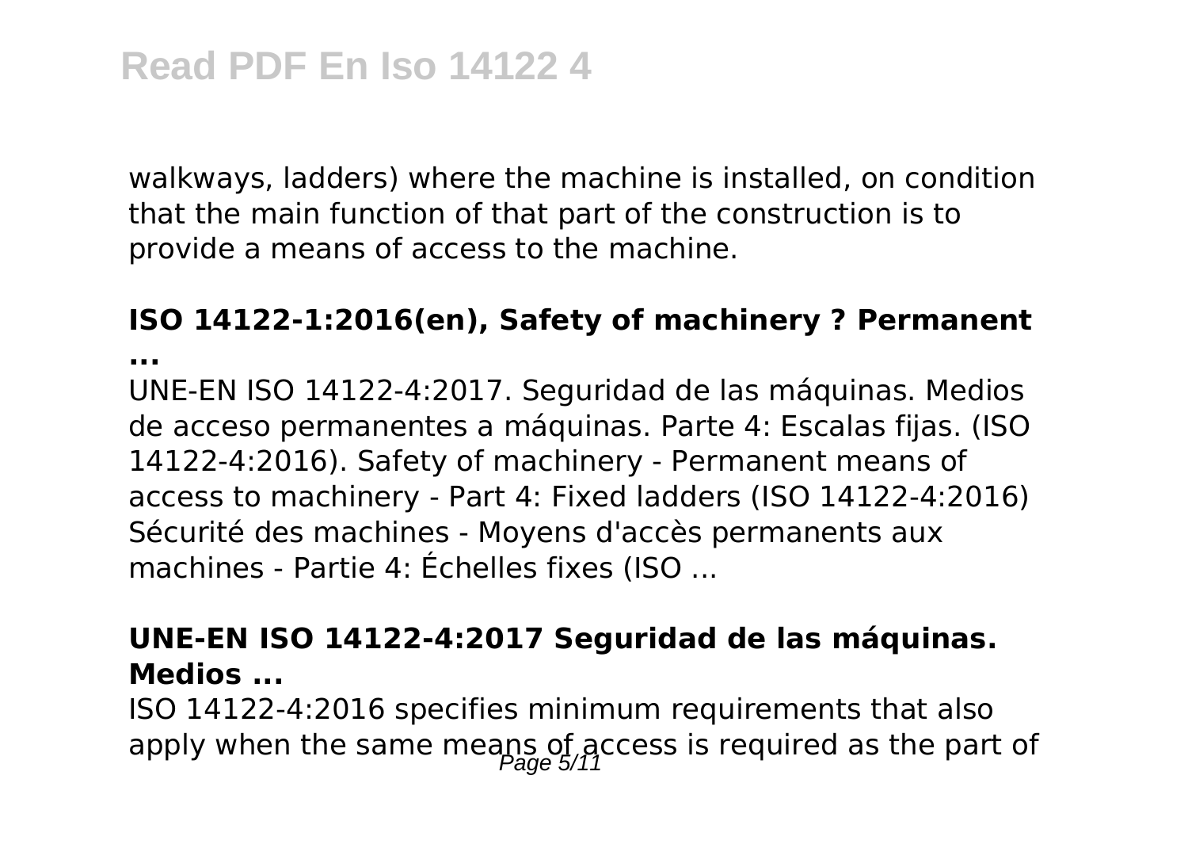walkways, ladders) where the machine is installed, on condition that the main function of that part of the construction is to provide a means of access to the machine.

**ISO 14122-1:2016(en), Safety of machinery ? Permanent ...**

UNE-EN ISO 14122-4:2017. Seguridad de las máquinas. Medios de acceso permanentes a máquinas. Parte 4: Escalas fijas. (ISO 14122-4:2016). Safety of machinery - Permanent means of access to machinery - Part 4: Fixed ladders (ISO 14122-4:2016) Sécurité des machines - Moyens d'accès permanents aux machines - Partie 4: Échelles fixes (ISO ...

**UNE-EN ISO 14122-4:2017 Seguridad de las máquinas. Medios ...**

ISO 14122-4:2016 specifies minimum requirements that also apply when the same means of access is required as the part of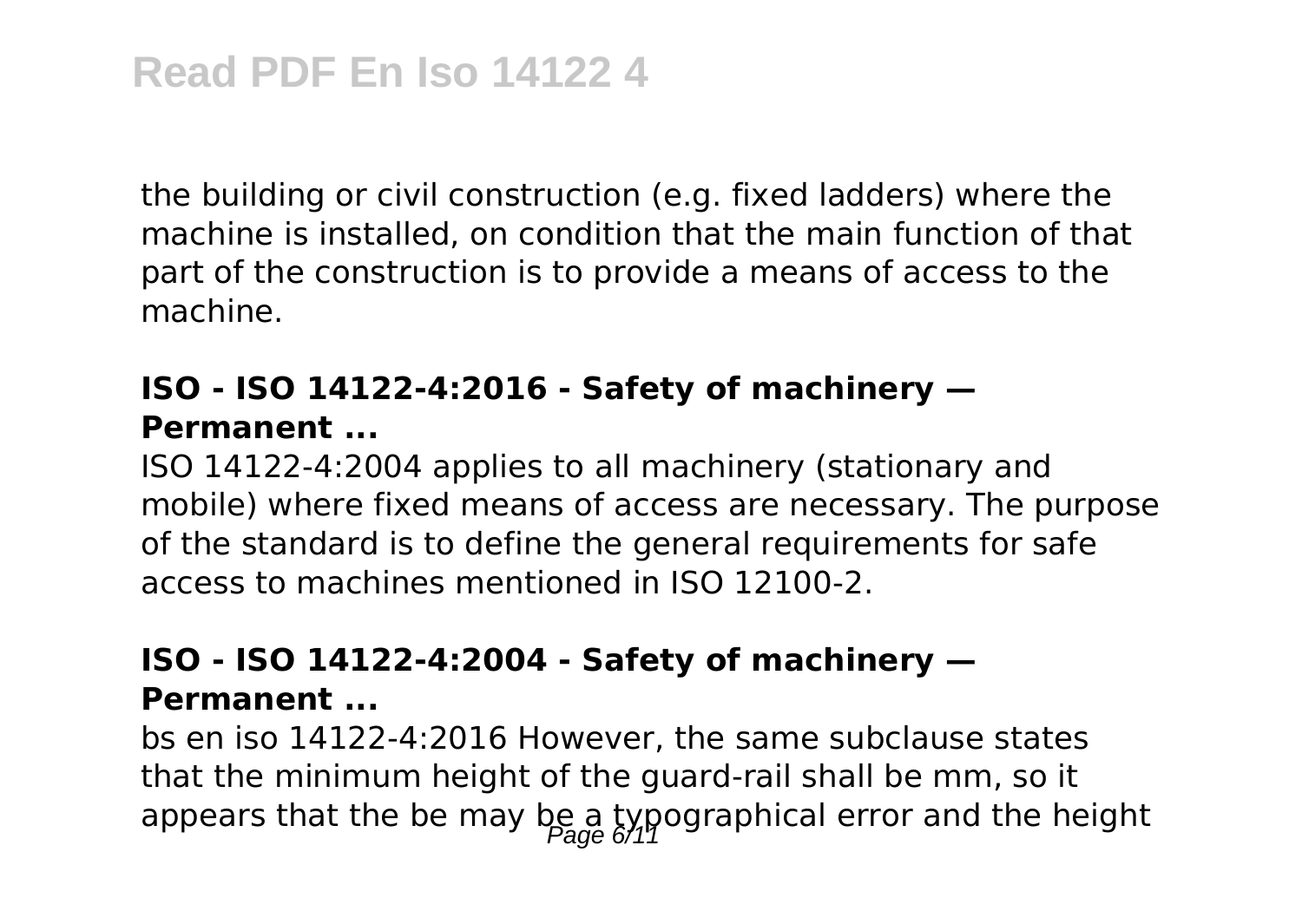the building or civil construction (e.g. fixed ladders) where the machine is installed, on condition that the main function of that part of the construction is to provide a means of access to the machine.

### ISO - ISO 14122-4:2016 - Safety of machinery — Permanent ...

ISO 14122-4:2004 applies to all machinery (stationary and mobile) where fixed means of access are necessary. The purpose of the standard is to define the general requirements for safe access to machines mentioned in ISO 12100-2.

### ISO - ISO 14122-4:2004 - Safety of machinery — Permanent ...

bs en iso 14122-4:2016 However, the same subclause states that the minimum height of the guard-rail shall be mm, so it appears that the be may be a typographical error and the height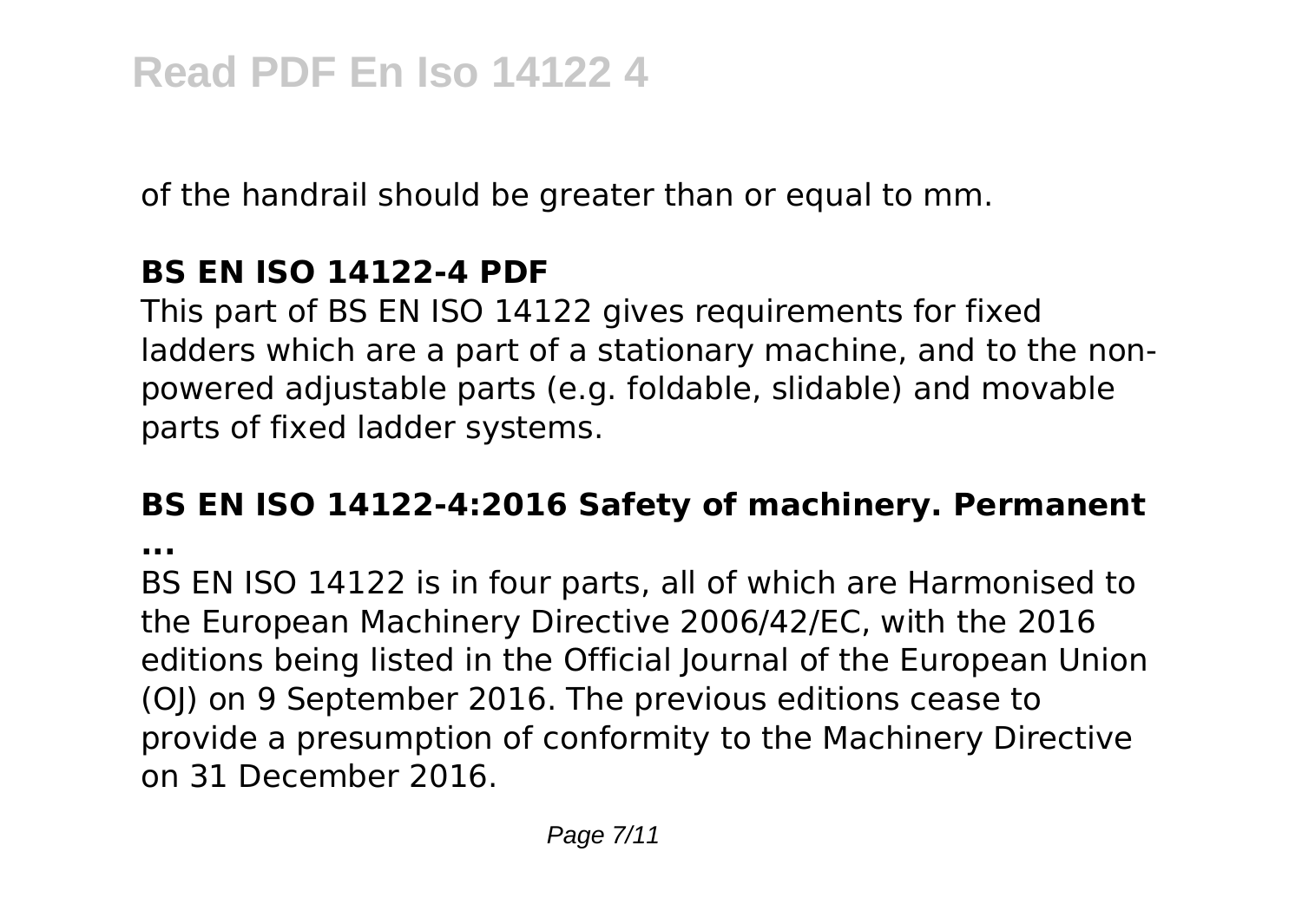of the handrail should be greater than or equal to mm.

**BS EN ISO 14122-4 PDF**

This part of BS EN ISO 14122 gives requirements for fixed ladders which are a part of a stationary machine, and to the non-powered adjustable parts (e.g. foldable, slidable) and movable parts of fixed ladder systems.

**BS EN ISO 14122-4:2016 Safety of machinery. Permanent ...**

BS EN ISO 14122 is in four parts, all of which are Harmonised to the European Machinery Directive 2006/42/EC, with the 2016 editions being listed in the Official Journal of the European Union (OJ) on 9 September 2016. The previous editions cease to provide a presumption of conformity to the Machinery Directive on 31 December 2016.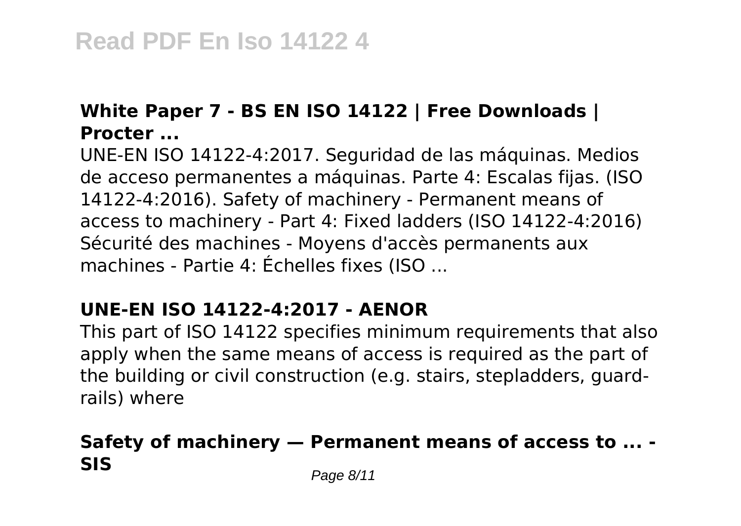### White Paper 7 - BS EN ISO 14122 | Free Downloads | Procter ...

UNE-EN ISO 14122-4:2017. Seguridad de las máquinas. Medios de acceso permanentes a máquinas. Parte 4: Escalas fijas. (ISO 14122-4:2016). Safety of machinery - Permanent means of access to machinery - Part 4: Fixed ladders (ISO 14122-4:2016) Sécurité des machines - Moyens d'accès permanents aux machines - Partie 4: Échelles fixes (ISO ...

### UNE-EN ISO 14122-4:2017 - AENOR

This part of ISO 14122 specifies minimum requirements that also apply when the same means of access is required as the part of the building or civil construction (e.g. stairs, stepladders, guard-rails) where

### Safety of machinery — Permanent means of access to ... - SIS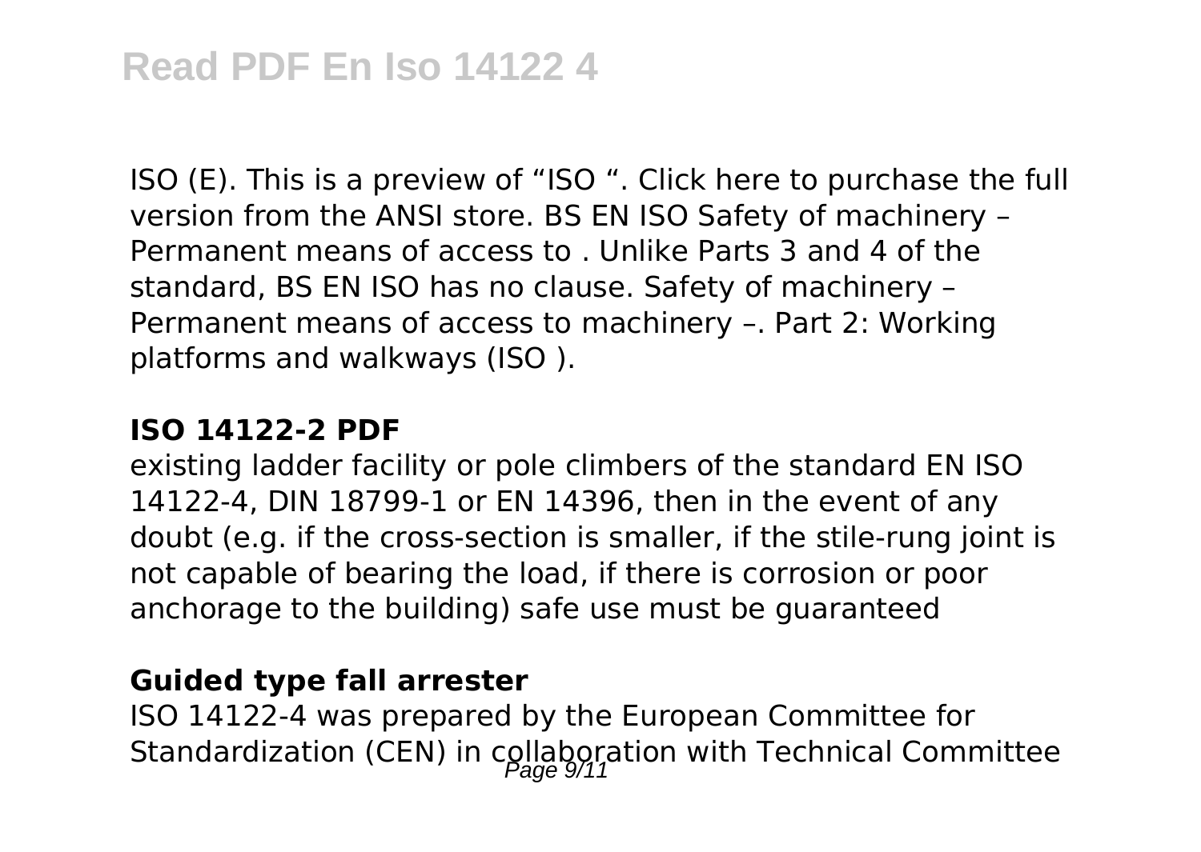ISO (E). This is a preview of "ISO ". Click here to purchase the full version from the ANSI store. BS EN ISO Safety of machinery – Permanent means of access to . Unlike Parts 3 and 4 of the standard, BS EN ISO has no clause. Safety of machinery – Permanent means of access to machinery –. Part 2: Working platforms and walkways (ISO ).

**ISO 14122-2 PDF**

existing ladder facility or pole climbers of the standard EN ISO 14122-4, DIN 18799-1 or EN 14396, then in the event of any doubt (e.g. if the cross-section is smaller, if the stile-rung joint is not capable of bearing the load, if there is corrosion or poor anchorage to the building) safe use must be guaranteed

**Guided type fall arrester**

ISO 14122-4 was prepared by the European Committee for Standardization (CEN) in collaboration with Technical Committee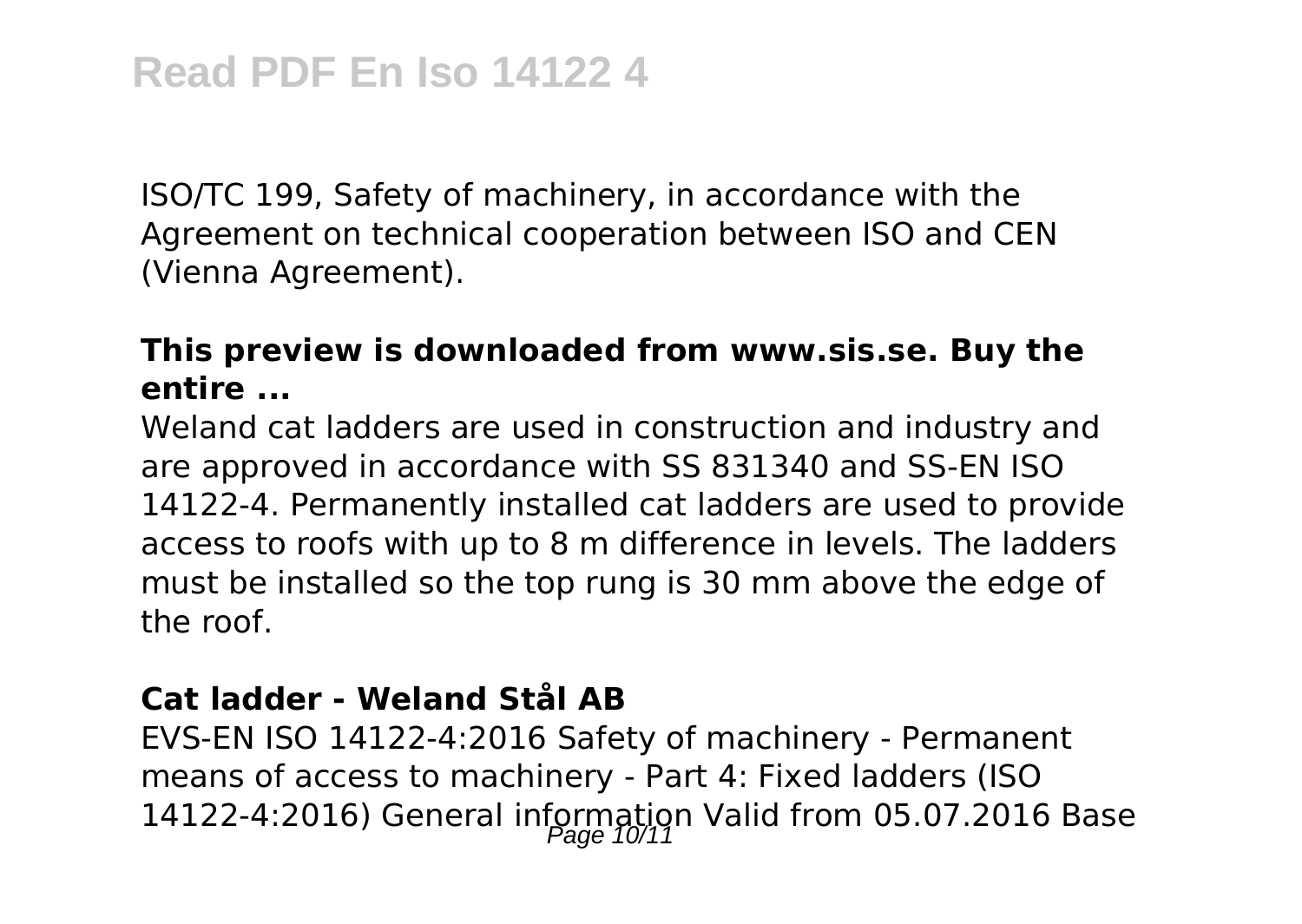ISO/TC 199, Safety of machinery, in accordance with the Agreement on technical cooperation between ISO and CEN (Vienna Agreement).

**This preview is downloaded from www.sis.se. Buy the entire ...**

Weland cat ladders are used in construction and industry and are approved in accordance with SS 831340 and SS-EN ISO 14122-4. Permanently installed cat ladders are used to provide access to roofs with up to 8 m difference in levels. The ladders must be installed so the top rung is 30 mm above the edge of the roof.

**Cat ladder - Weland Stål AB**

EVS-EN ISO 14122-4:2016 Safety of machinery - Permanent means of access to machinery - Part 4: Fixed ladders (ISO 14122-4:2016) General information Valid from 05.07.2016 Base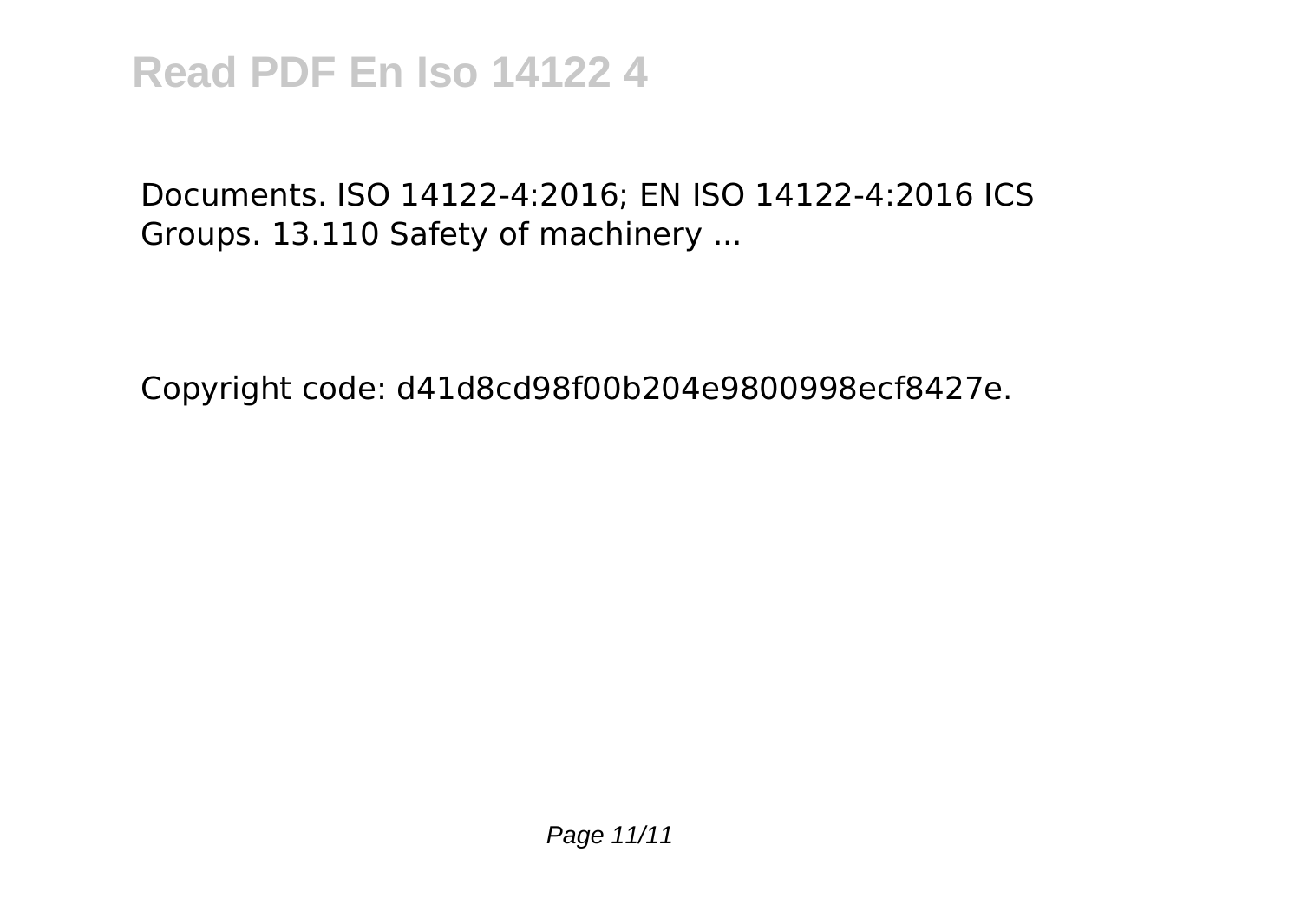Documents. ISO 14122-4:2016; EN ISO 14122-4:2016 ICS Groups. 13.110 Safety of machinery ...

Copyright code: d41d8cd98f00b204e9800998ecf8427e.